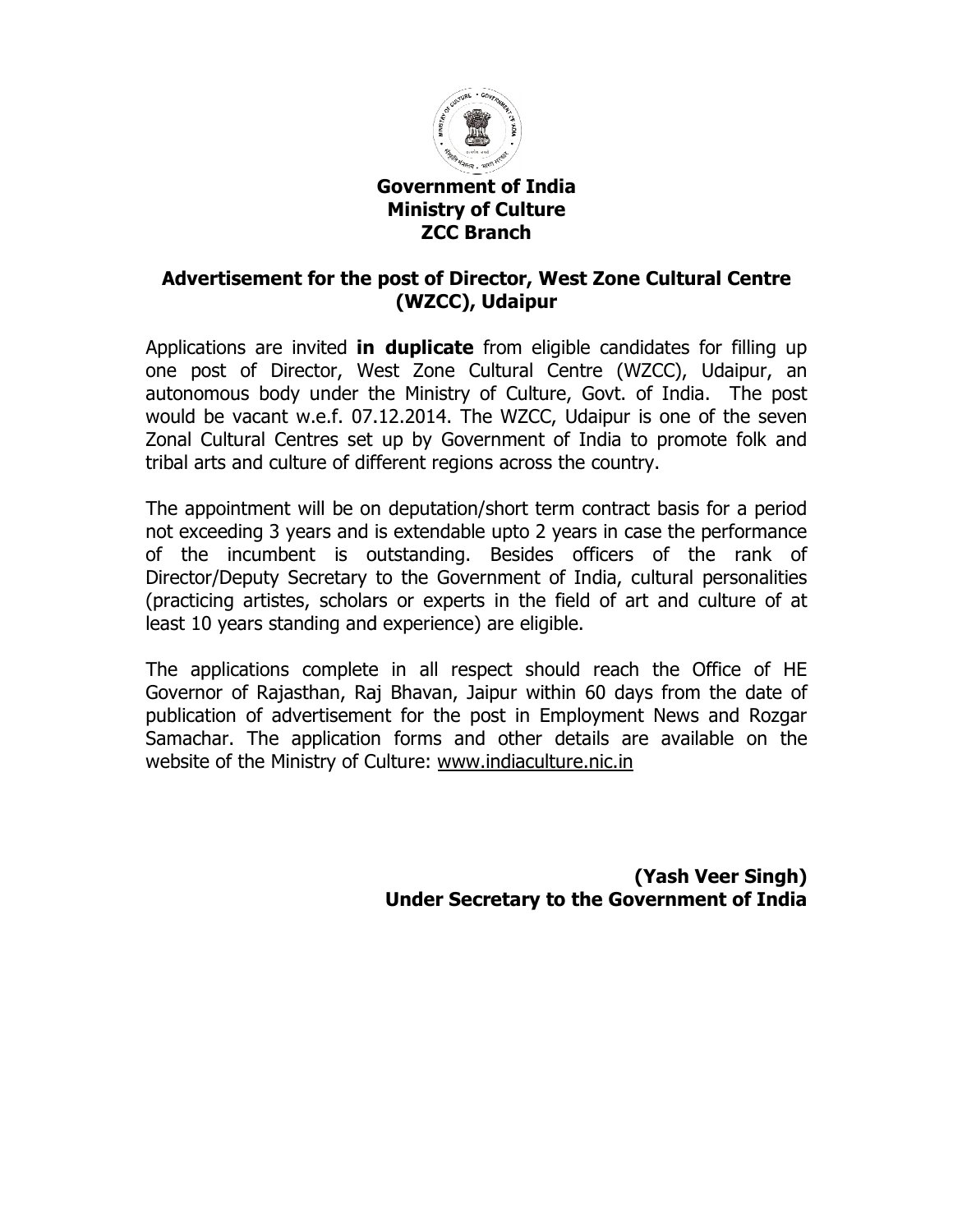**Government of India**
**Ministry of Culture**
**ZCC Branch**

## Advertisement for the post of Director, West Zone Cultural Centre (WZCC), Udaipur

Applications are invited **in duplicate** from eligible candidates for filling up one post of Director, West Zone Cultural Centre (WZCC), Udaipur, an autonomous body under the Ministry of Culture, Govt. of India. The post would be vacant w.e.f. 07.12.2014. The WZCC, Udaipur is one of the seven Zonal Cultural Centres set up by Government of India to promote folk and tribal arts and culture of different regions across the country.

The appointment will be on deputation/short term contract basis for a period not exceeding 3 years and is extendable upto 2 years in case the performance of the incumbent is outstanding. Besides officers of the rank of Director/Deputy Secretary to the Government of India, cultural personalities (practicing artistes, scholars or experts in the field of art and culture of at least 10 years standing and experience) are eligible.

The applications complete in all respect should reach the Office of HE Governor of Rajasthan, Raj Bhavan, Jaipur within 60 days from the date of publication of advertisement for the post in Employment News and Rozgar Samachar. The application forms and other details are available on the website of the Ministry of Culture: www.indiaculture.nic.in

**(Yash Veer Singh)**
**Under Secretary to the Government of India**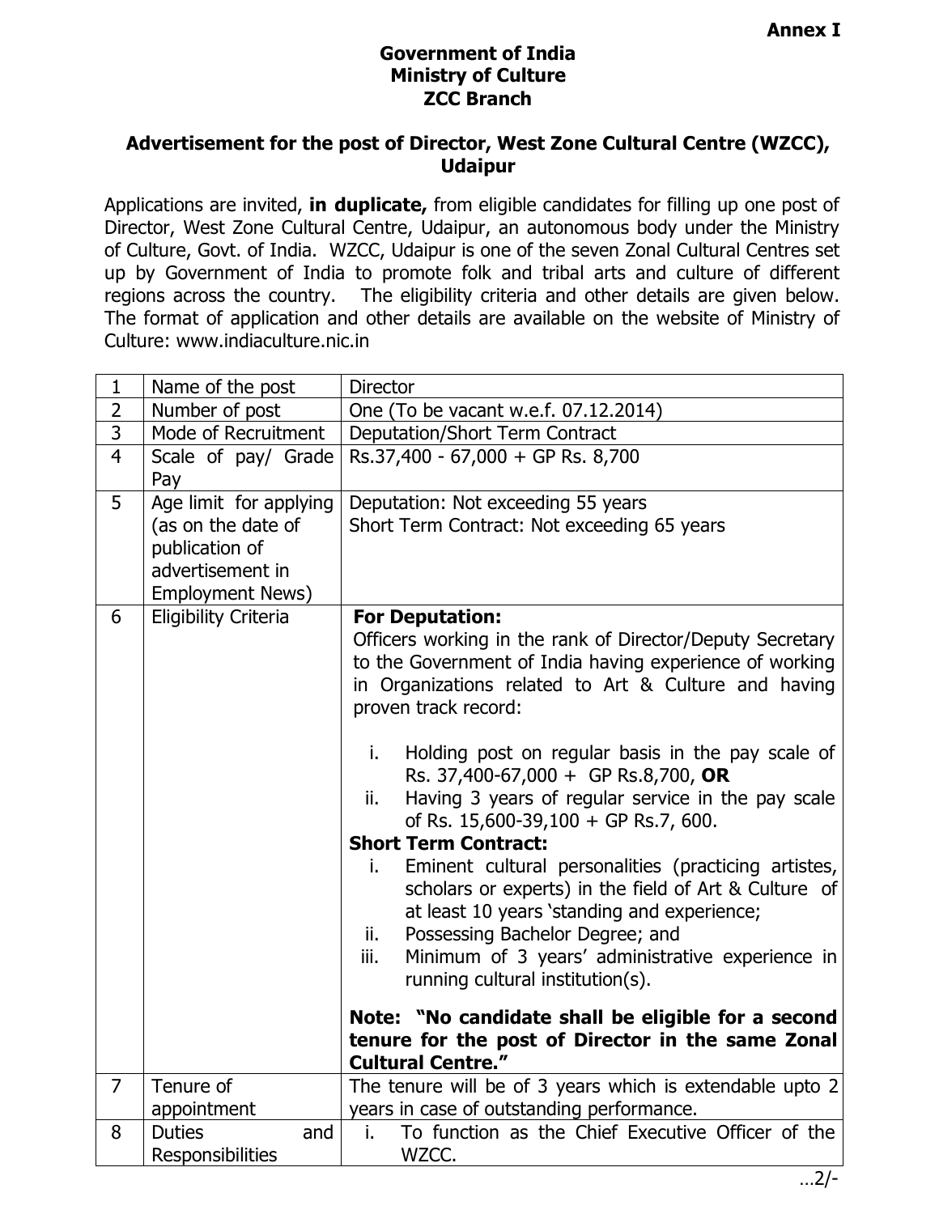**Annex I**

**Government of India**
**Ministry of Culture**
**ZCC Branch**

**Advertisement for the post of Director, West Zone Cultural Centre (WZCC), Udaipur**

Applications are invited, **in duplicate,** from eligible candidates for filling up one post of Director, West Zone Cultural Centre, Udaipur, an autonomous body under the Ministry of Culture, Govt. of India. WZCC, Udaipur is one of the seven Zonal Cultural Centres set up by Government of India to promote folk and tribal arts and culture of different regions across the country. The eligibility criteria and other details are given below. The format of application and other details are available on the website of Ministry of Culture: www.indiaculture.nic.in

| | | |
|---|---|---|
| 1 | Name of the post | Director |
| 2 | Number of post | One (To be vacant w.e.f. 07.12.2014) |
| 3 | Mode of Recruitment | Deputation/Short Term Contract |
| 4 | Scale of pay/ Grade Pay | Rs.37,400 - 67,000 + GP Rs. 8,700 |
| 5 | Age limit for applying (as on the date of publication of advertisement in Employment News) | Deputation: Not exceeding 55 years<br>Short Term Contract: Not exceeding 65 years |
| 6 | Eligibility Criteria | **For Deputation:**<br>Officers working in the rank of Director/Deputy Secretary to the Government of India having experience of working in Organizations related to Art & Culture and having proven track record:<br>i. Holding post on regular basis in the pay scale of Rs. 37,400-67,000 + GP Rs.8,700, **OR**<br>ii. Having 3 years of regular service in the pay scale of Rs. 15,600-39,100 + GP Rs.7, 600.<br>**Short Term Contract:**<br>i. Eminent cultural personalities (practicing artistes, scholars or experts) in the field of Art & Culture of at least 10 years 'standing and experience;<br>ii. Possessing Bachelor Degree; and<br>iii. Minimum of 3 years' administrative experience in running cultural institution(s).<br>**Note: "No candidate shall be eligible for a second tenure for the post of Director in the same Zonal Cultural Centre."** |
| 7 | Tenure of appointment | The tenure will be of 3 years which is extendable upto 2 years in case of outstanding performance. |
| 8 | Duties and Responsibilities | i. To function as the Chief Executive Officer of the WZCC. |

…2/-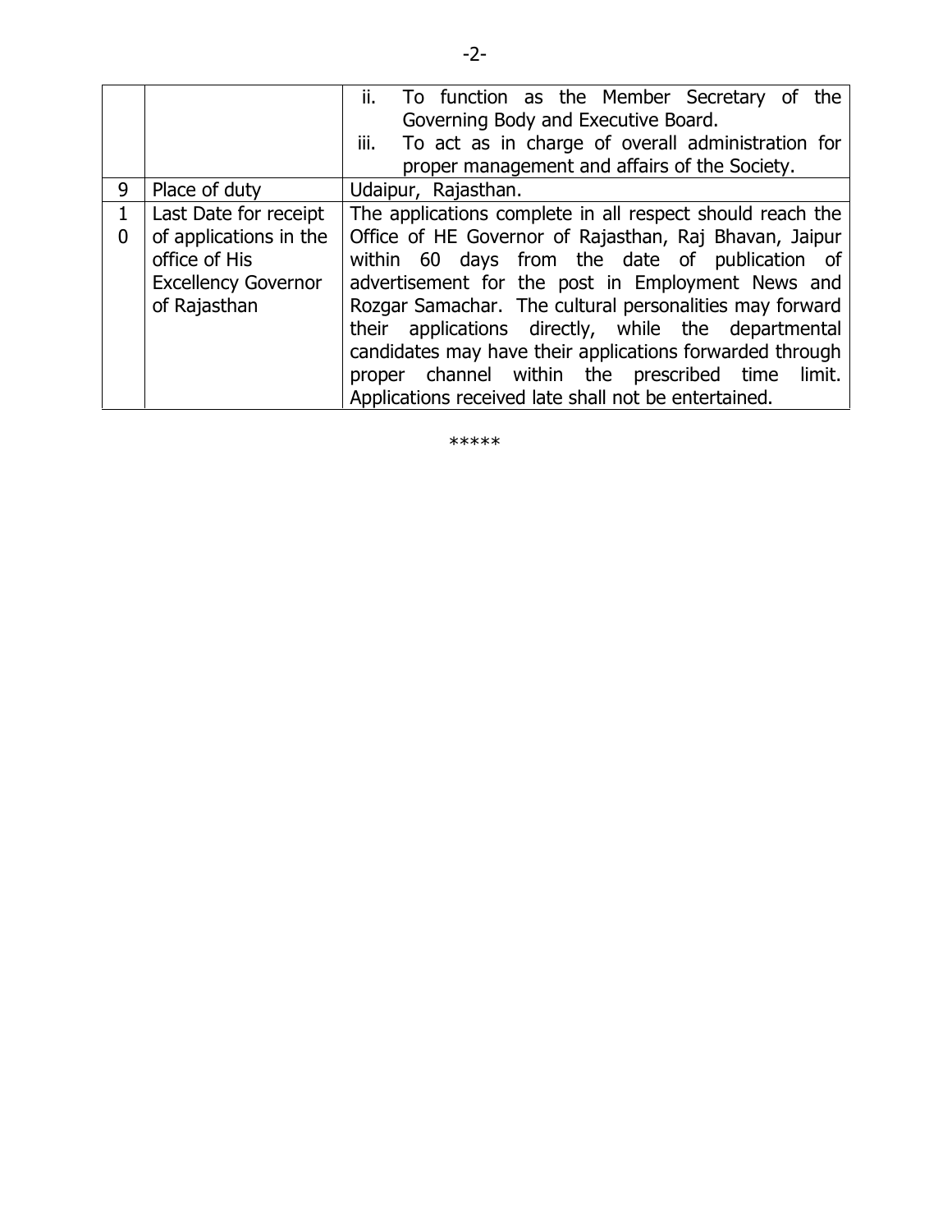| | | |
|---|---|---|
| | | ii. To function as the Member Secretary of the Governing Body and Executive Board.<br>iii. To act as in charge of overall administration for proper management and affairs of the Society. |
| 9 | Place of duty | Udaipur, Rajasthan. |
| 10 | Last Date for receipt of applications in the office of His Excellency Governor of Rajasthan | The applications complete in all respect should reach the Office of HE Governor of Rajasthan, Raj Bhavan, Jaipur within 60 days from the date of publication of advertisement for the post in Employment News and Rozgar Samachar. The cultural personalities may forward their applications directly, while the departmental candidates may have their applications forwarded through proper channel within the prescribed time limit. Applications received late shall not be entertained. |

*****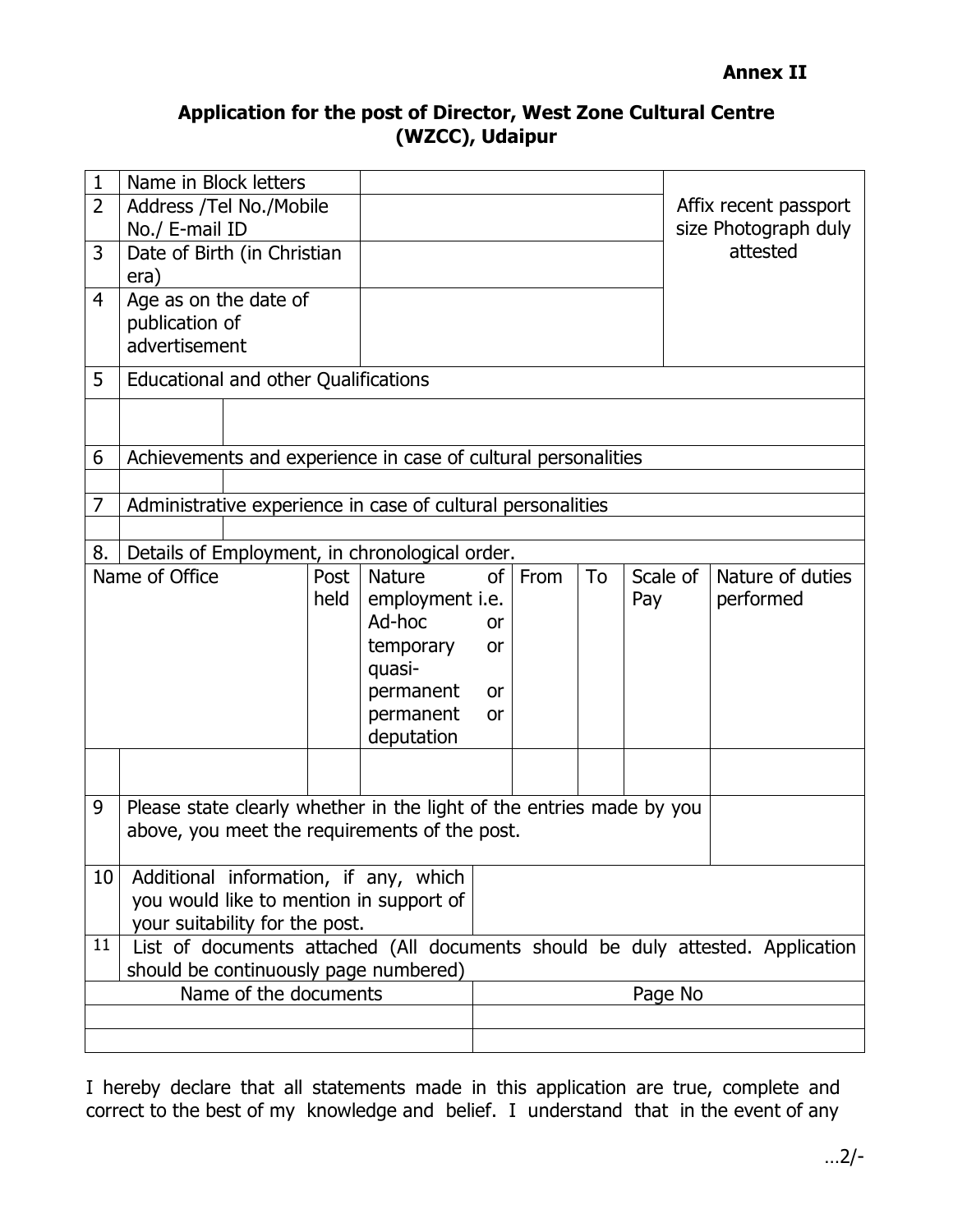**Annex II**

## Application for the post of Director, West Zone Cultural Centre (WZCC), Udaipur

| | | | |
|---|---|---|---|
| 1 | Name in Block letters | | Affix recent passport size Photograph duly attested |
| 2 | Address /Tel No./Mobile No./ E-mail ID | | |
| 3 | Date of Birth (in Christian era) | | |
| 4 | Age as on the date of publication of advertisement | | |
| 5 | Educational and other Qualifications | | |
| | | | |
| 6 | Achievements and experience in case of cultural personalities | | |
| | | | |
| 7 | Administrative experience in case of cultural personalities | | |
| | | | |
| 8. | Details of Employment, in chronological order. | | |

| Name of Office | Post held | Nature of employment i.e. Ad-hoc or temporary or quasi-permanent or permanent or deputation | From | To | Scale of Pay | Nature of duties performed |
|---|---|---|---|---|---|---|
| | | | | | | |

| | | |
|---|---|---|
| 9 | Please state clearly whether in the light of the entries made by you above, you meet the requirements of the post. | |
| 10 | Additional information, if any, which you would like to mention in support of your suitability for the post. | |
| 11 | List of documents attached (All documents should be duly attested. Application should be continuously page numbered) | |

| Name of the documents | Page No |
|---|---|
| | |
| | |

I hereby declare that all statements made in this application are true, complete and correct to the best of my knowledge and belief. I understand that in the event of any

…2/-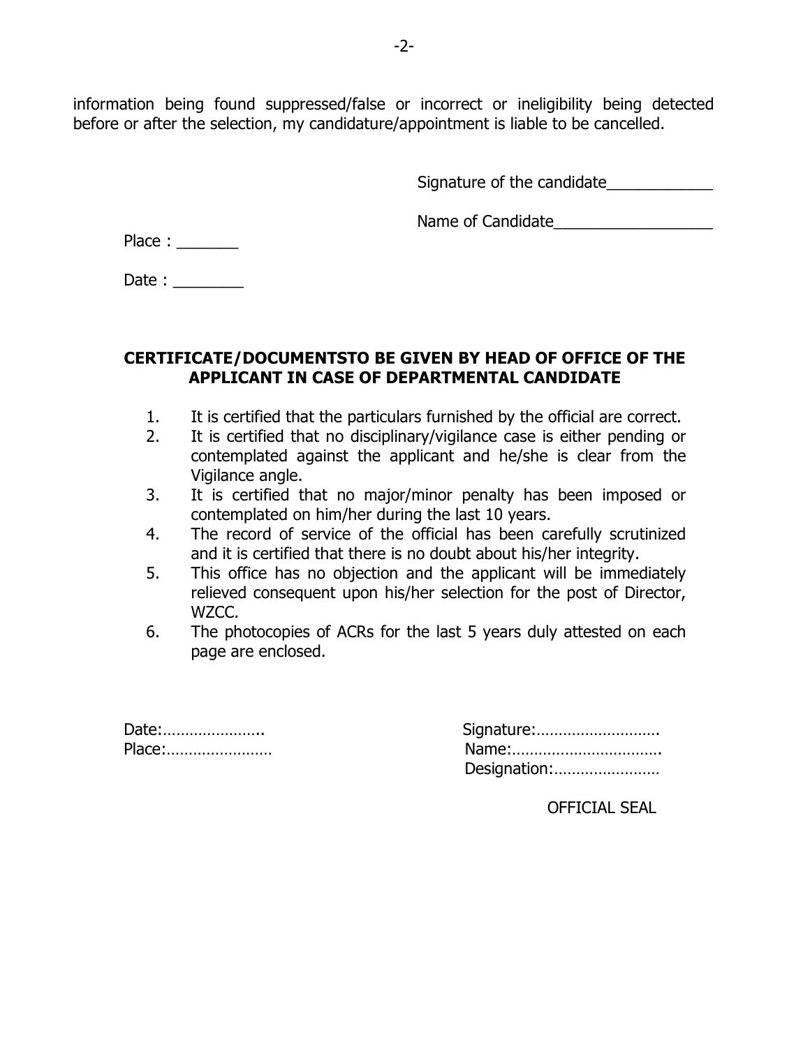information being found suppressed/false or incorrect or ineligibility being detected before or after the selection, my candidature/appointment is liable to be cancelled.

Signature of the candidate____________

Name of Candidate__________________

Place : _______

Date : ________

**CERTIFICATE/DOCUMENTSTO BE GIVEN BY HEAD OF OFFICE OF THE APPLICANT IN CASE OF DEPARTMENTAL CANDIDATE**

1. It is certified that the particulars furnished by the official are correct.
2. It is certified that no disciplinary/vigilance case is either pending or contemplated against the applicant and he/she is clear from the Vigilance angle.
3. It is certified that no major/minor penalty has been imposed or contemplated on him/her during the last 10 years.
4. The record of service of the official has been carefully scrutinized and it is certified that there is no doubt about his/her integrity.
5. This office has no objection and the applicant will be immediately relieved consequent upon his/her selection for the post of Director, WZCC.
6. The photocopies of ACRs for the last 5 years duly attested on each page are enclosed.

Date:…………………..

Place:……………………

Signature:……………………….

Name:…………………………….

Designation:……………………

OFFICIAL SEAL